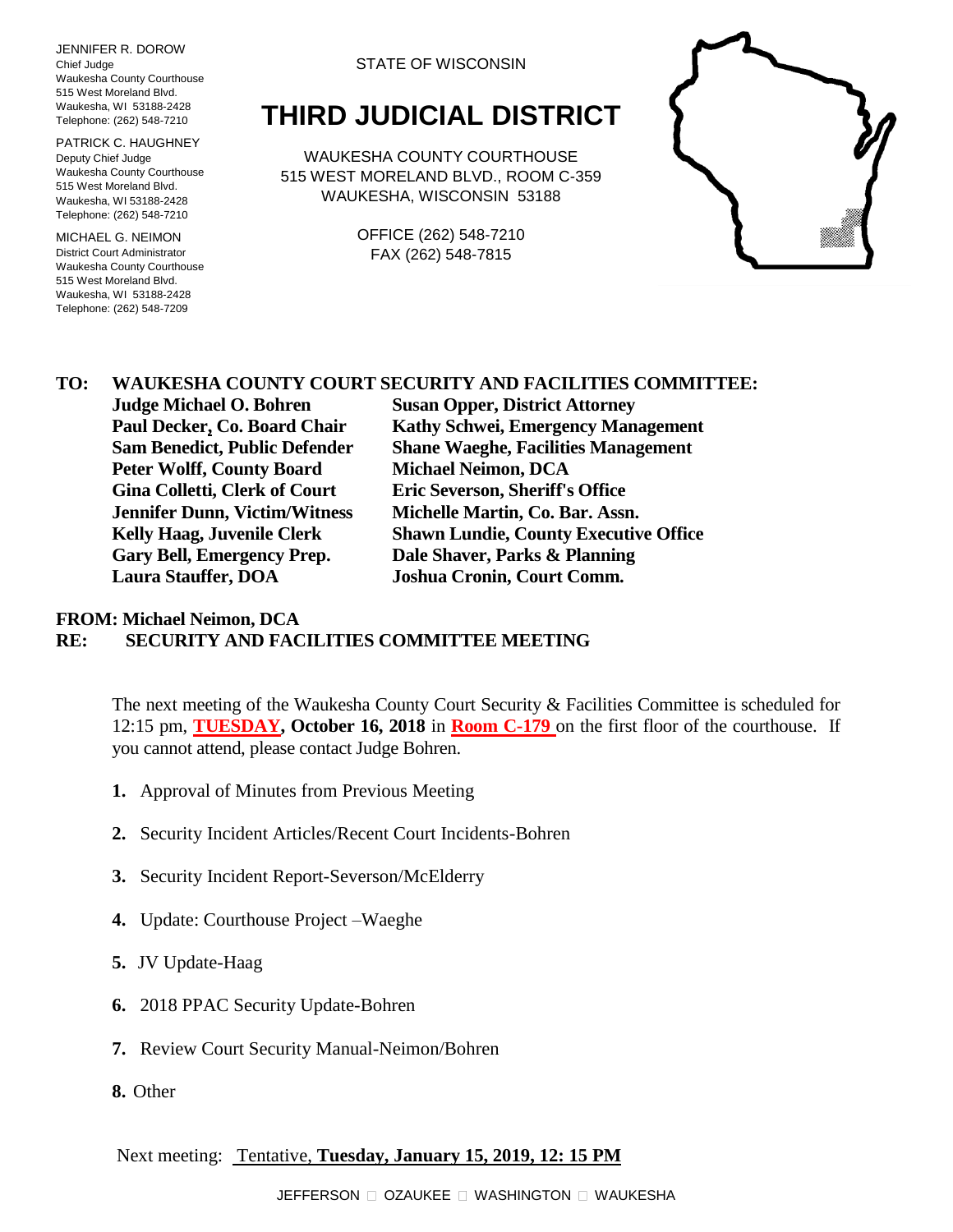JENNIFER R. DOROW
Chief Judge
Waukesha County Courthouse
515 West Moreland Blvd.
Waukesha, WI 53188-2428
Telephone: (262) 548-7210

PATRICK C. HAUGHNEY
Deputy Chief Judge
Waukesha County Courthouse
515 West Moreland Blvd.
Waukesha, WI 53188-2428
Telephone: (262) 548-7210

MICHAEL G. NEIMON
District Court Administrator
Waukesha County Courthouse
515 West Moreland Blvd.
Waukesha, WI 53188-2428
Telephone: (262) 548-7209

STATE OF WISCONSIN

# THIRD JUDICIAL DISTRICT

WAUKESHA COUNTY COURTHOUSE
515 WEST MORELAND BLVD., ROOM C-359
WAUKESHA, WISCONSIN 53188

OFFICE (262) 548-7210
FAX (262) 548-7815

**TO: WAUKESHA COUNTY COURT SECURITY AND FACILITIES COMMITTEE:**

| | |
|---|---|
| **Judge Michael O. Bohren** | **Susan Opper, District Attorney** |
| **Paul Decker, Co. Board Chair** | **Kathy Schwei, Emergency Management** |
| **Sam Benedict, Public Defender** | **Shane Waeghe, Facilities Management** |
| **Peter Wolff, County Board** | **Michael Neimon, DCA** |
| **Gina Colletti, Clerk of Court** | **Eric Severson, Sheriff's Office** |
| **Jennifer Dunn, Victim/Witness** | **Michelle Martin, Co. Bar. Assn.** |
| **Kelly Haag, Juvenile Clerk** | **Shawn Lundie, County Executive Office** |
| **Gary Bell, Emergency Prep.** | **Dale Shaver, Parks & Planning** |
| **Laura Stauffer, DOA** | **Joshua Cronin, Court Comm.** |

**FROM: Michael Neimon, DCA**
**RE: SECURITY AND FACILITIES COMMITTEE MEETING**

The next meeting of the Waukesha County Court Security & Facilities Committee is scheduled for 12:15 pm, **TUESDAY, October 16, 2018** in **Room C-179** on the first floor of the courthouse. If you cannot attend, please contact Judge Bohren.

1. Approval of Minutes from Previous Meeting
2. Security Incident Articles/Recent Court Incidents-Bohren
3. Security Incident Report-Severson/McElderry
4. Update: Courthouse Project –Waeghe
5. JV Update-Haag
6. 2018 PPAC Security Update-Bohren
7. Review Court Security Manual-Neimon/Bohren
8. Other

Next meeting: Tentative, **Tuesday, January 15, 2019, 12: 15 PM**

JEFFERSON □ OZAUKEE □ WASHINGTON □ WAUKESHA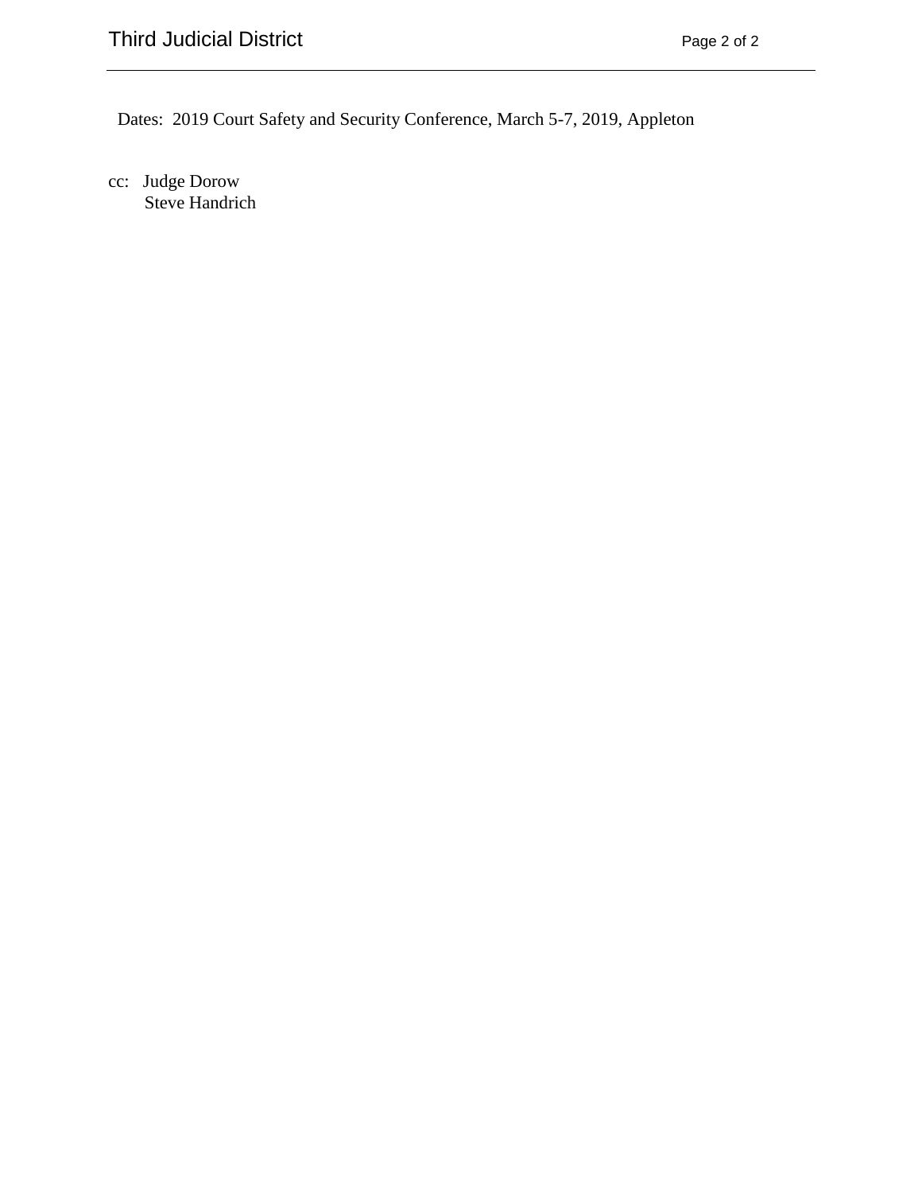Dates: 2019 Court Safety and Security Conference, March 5-7, 2019, Appleton

cc: Judge Dorow
Steve Handrich